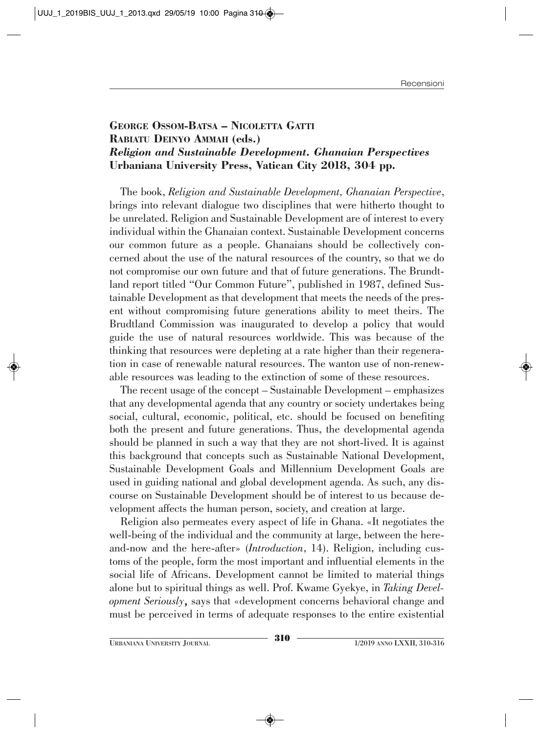**George Ossom-Batsa – Nicoletta Gatti**
**Rabiatu Deinyo Ammah (eds.)**
***Religion and Sustainable Development. Ghanaian Perspectives***
**Urbaniana University Press, Vatican City 2018, 304 pp.**

The book, *Religion and Sustainable Development, Ghanaian Perspective*, brings into relevant dialogue two disciplines that were hitherto thought to be unrelated. Religion and Sustainable Development are of interest to every individual within the Ghanaian context. Sustainable Development concerns our common future as a people. Ghanaians should be collectively concerned about the use of the natural resources of the country, so that we do not compromise our own future and that of future generations. The Brundtland report titled "Our Common Future", published in 1987, defined Sustainable Development as that development that meets the needs of the present without compromising future generations ability to meet theirs. The Brudtland Commission was inaugurated to develop a policy that would guide the use of natural resources worldwide. This was because of the thinking that resources were depleting at a rate higher than their regeneration in case of renewable natural resources. The wanton use of non-renewable resources was leading to the extinction of some of these resources.

The recent usage of the concept – Sustainable Development – emphasizes that any developmental agenda that any country or society undertakes being social, cultural, economic, political, etc. should be focused on benefiting both the present and future generations. Thus, the developmental agenda should be planned in such a way that they are not short-lived. It is against this background that concepts such as Sustainable National Development, Sustainable Development Goals and Millennium Development Goals are used in guiding national and global development agenda. As such, any discourse on Sustainable Development should be of interest to us because development affects the human person, society, and creation at large.

Religion also permeates every aspect of life in Ghana. «It negotiates the well-being of the individual and the community at large, between the here-and-now and the here-after» (*Introduction*, 14). Religion, including customs of the people, form the most important and influential elements in the social life of Africans. Development cannot be limited to material things alone but to spiritual things as well. Prof. Kwame Gyekye, in *Taking Development Seriously*, says that «development concerns behavioral change and must be perceived in terms of adequate responses to the entire existential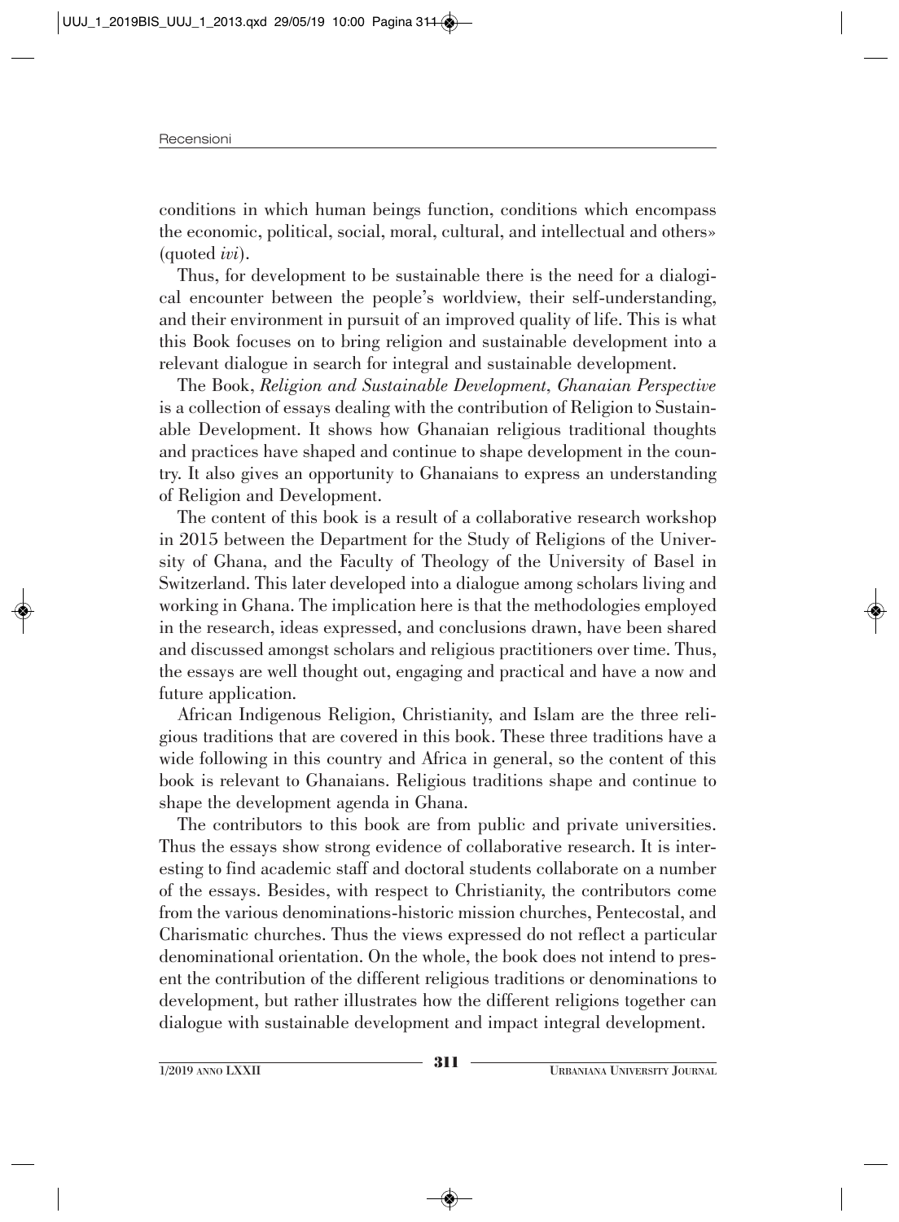conditions in which human beings function, conditions which encompass the economic, political, social, moral, cultural, and intellectual and others» (quoted *ivi*).

Thus, for development to be sustainable there is the need for a dialogical encounter between the people's worldview, their self-understanding, and their environment in pursuit of an improved quality of life. This is what this Book focuses on to bring religion and sustainable development into a relevant dialogue in search for integral and sustainable development.

The Book, *Religion and Sustainable Development, Ghanaian Perspective* is a collection of essays dealing with the contribution of Religion to Sustainable Development. It shows how Ghanaian religious traditional thoughts and practices have shaped and continue to shape development in the country. It also gives an opportunity to Ghanaians to express an understanding of Religion and Development.

The content of this book is a result of a collaborative research workshop in 2015 between the Department for the Study of Religions of the University of Ghana, and the Faculty of Theology of the University of Basel in Switzerland. This later developed into a dialogue among scholars living and working in Ghana. The implication here is that the methodologies employed in the research, ideas expressed, and conclusions drawn, have been shared and discussed amongst scholars and religious practitioners over time. Thus, the essays are well thought out, engaging and practical and have a now and future application.

African Indigenous Religion, Christianity, and Islam are the three religious traditions that are covered in this book. These three traditions have a wide following in this country and Africa in general, so the content of this book is relevant to Ghanaians. Religious traditions shape and continue to shape the development agenda in Ghana.

The contributors to this book are from public and private universities. Thus the essays show strong evidence of collaborative research. It is interesting to find academic staff and doctoral students collaborate on a number of the essays. Besides, with respect to Christianity, the contributors come from the various denominations-historic mission churches, Pentecostal, and Charismatic churches. Thus the views expressed do not reflect a particular denominational orientation. On the whole, the book does not intend to present the contribution of the different religious traditions or denominations to development, but rather illustrates how the different religions together can dialogue with sustainable development and impact integral development.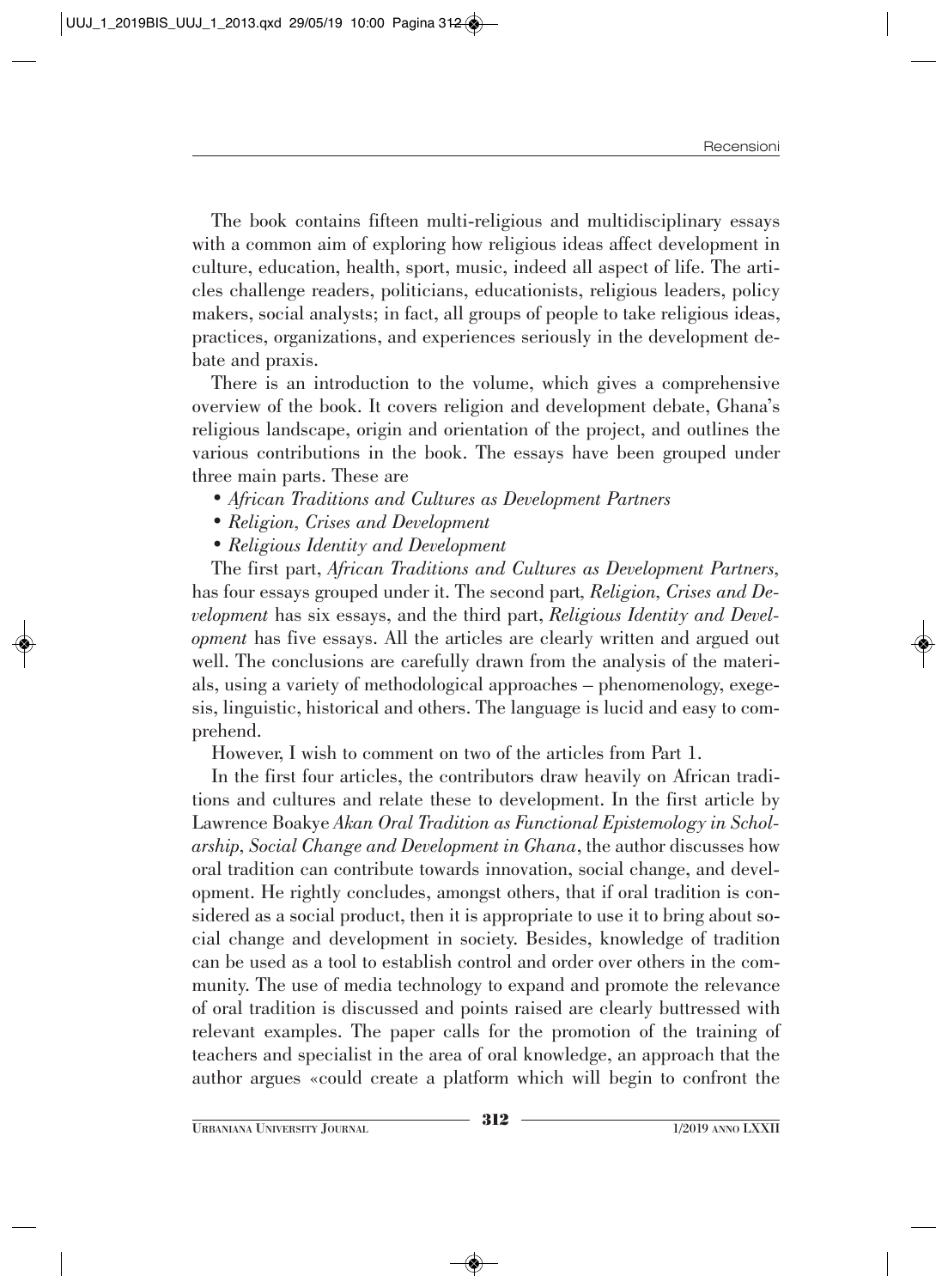The book contains fifteen multi-religious and multidisciplinary essays with a common aim of exploring how religious ideas affect development in culture, education, health, sport, music, indeed all aspect of life. The articles challenge readers, politicians, educationists, religious leaders, policy makers, social analysts; in fact, all groups of people to take religious ideas, practices, organizations, and experiences seriously in the development debate and praxis.

There is an introduction to the volume, which gives a comprehensive overview of the book. It covers religion and development debate, Ghana's religious landscape, origin and orientation of the project, and outlines the various contributions in the book. The essays have been grouped under three main parts. These are

- *African Traditions and Cultures as Development Partners*
- *Religion, Crises and Development*
- *Religious Identity and Development*

The first part, *African Traditions and Cultures as Development Partners*, has four essays grouped under it. The second part, *Religion, Crises and Development* has six essays, and the third part, *Religious Identity and Development* has five essays. All the articles are clearly written and argued out well. The conclusions are carefully drawn from the analysis of the materials, using a variety of methodological approaches – phenomenology, exegesis, linguistic, historical and others. The language is lucid and easy to comprehend.

However, I wish to comment on two of the articles from Part 1.

In the first four articles, the contributors draw heavily on African traditions and cultures and relate these to development. In the first article by Lawrence Boakye *Akan Oral Tradition as Functional Epistemology in Scholarship, Social Change and Development in Ghana*, the author discusses how oral tradition can contribute towards innovation, social change, and development. He rightly concludes, amongst others, that if oral tradition is considered as a social product, then it is appropriate to use it to bring about social change and development in society. Besides, knowledge of tradition can be used as a tool to establish control and order over others in the community. The use of media technology to expand and promote the relevance of oral tradition is discussed and points raised are clearly buttressed with relevant examples. The paper calls for the promotion of the training of teachers and specialist in the area of oral knowledge, an approach that the author argues «could create a platform which will begin to confront the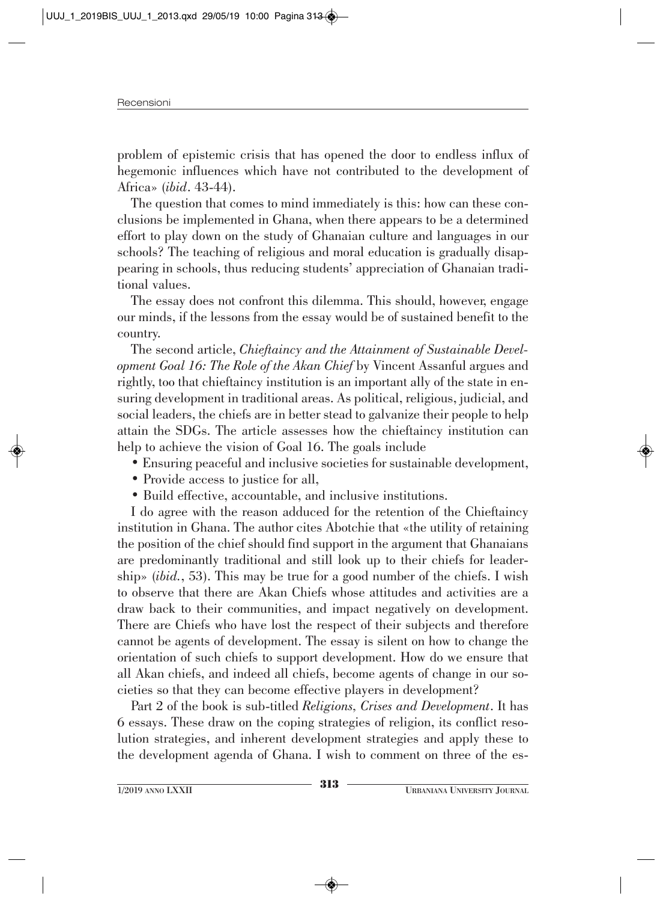problem of epistemic crisis that has opened the door to endless influx of hegemonic influences which have not contributed to the development of Africa» (*ibid*. 43-44).

The question that comes to mind immediately is this: how can these conclusions be implemented in Ghana, when there appears to be a determined effort to play down on the study of Ghanaian culture and languages in our schools? The teaching of religious and moral education is gradually disappearing in schools, thus reducing students' appreciation of Ghanaian traditional values.

The essay does not confront this dilemma. This should, however, engage our minds, if the lessons from the essay would be of sustained benefit to the country.

The second article, *Chieftaincy and the Attainment of Sustainable Development Goal 16: The Role of the Akan Chief* by Vincent Assanful argues and rightly, too that chieftaincy institution is an important ally of the state in ensuring development in traditional areas. As political, religious, judicial, and social leaders, the chiefs are in better stead to galvanize their people to help attain the SDGs. The article assesses how the chieftaincy institution can help to achieve the vision of Goal 16. The goals include

- Ensuring peaceful and inclusive societies for sustainable development,
- Provide access to justice for all,
- Build effective, accountable, and inclusive institutions.

I do agree with the reason adduced for the retention of the Chieftaincy institution in Ghana. The author cites Abotchie that «the utility of retaining the position of the chief should find support in the argument that Ghanaians are predominantly traditional and still look up to their chiefs for leadership» (*ibid.*, 53). This may be true for a good number of the chiefs. I wish to observe that there are Akan Chiefs whose attitudes and activities are a draw back to their communities, and impact negatively on development. There are Chiefs who have lost the respect of their subjects and therefore cannot be agents of development. The essay is silent on how to change the orientation of such chiefs to support development. How do we ensure that all Akan chiefs, and indeed all chiefs, become agents of change in our societies so that they can become effective players in development?

Part 2 of the book is sub-titled *Religions, Crises and Development*. It has 6 essays. These draw on the coping strategies of religion, its conflict resolution strategies, and inherent development strategies and apply these to the development agenda of Ghana. I wish to comment on three of the es-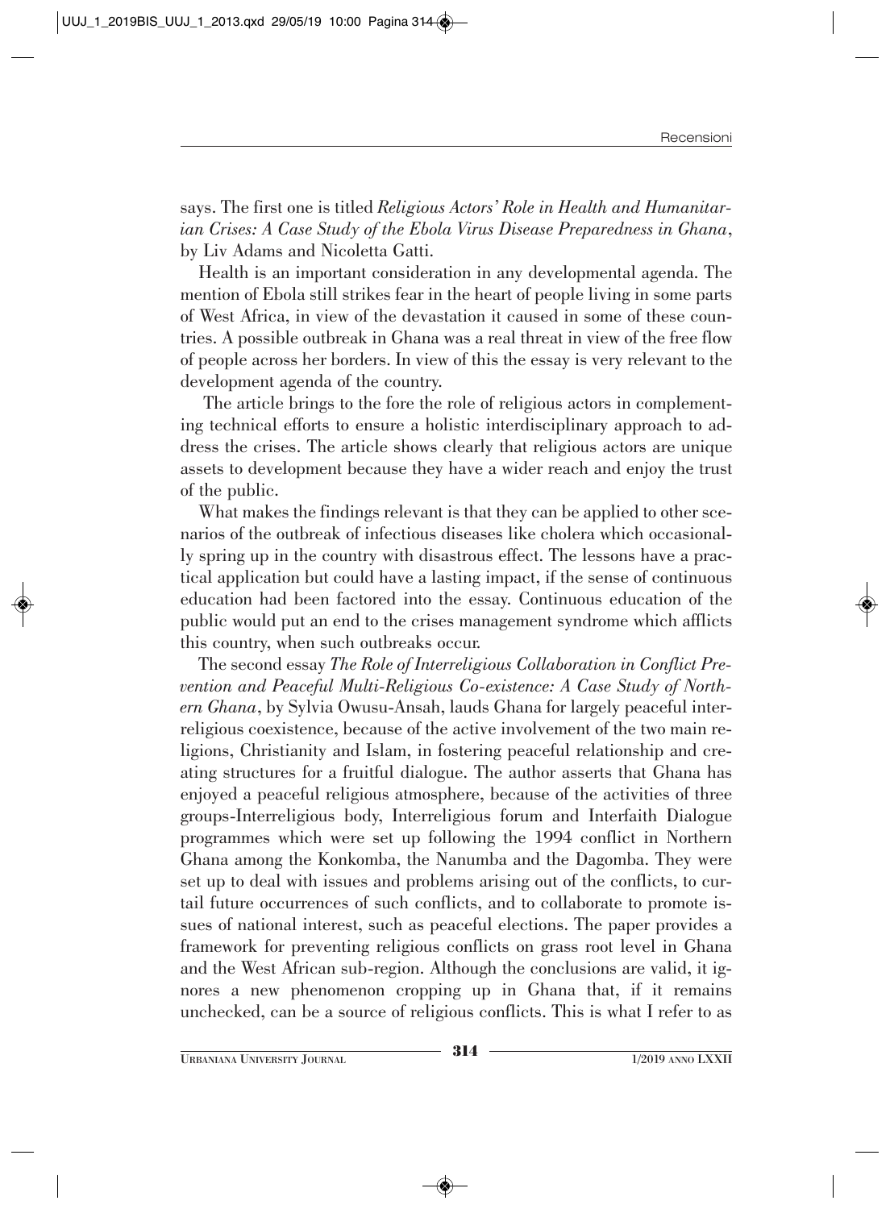says. The first one is titled *Religious Actors' Role in Health and Humanitarian Crises: A Case Study of the Ebola Virus Disease Preparedness in Ghana*, by Liv Adams and Nicoletta Gatti.

Health is an important consideration in any developmental agenda. The mention of Ebola still strikes fear in the heart of people living in some parts of West Africa, in view of the devastation it caused in some of these countries. A possible outbreak in Ghana was a real threat in view of the free flow of people across her borders. In view of this the essay is very relevant to the development agenda of the country.

The article brings to the fore the role of religious actors in complementing technical efforts to ensure a holistic interdisciplinary approach to address the crises. The article shows clearly that religious actors are unique assets to development because they have a wider reach and enjoy the trust of the public.

What makes the findings relevant is that they can be applied to other scenarios of the outbreak of infectious diseases like cholera which occasionally spring up in the country with disastrous effect. The lessons have a practical application but could have a lasting impact, if the sense of continuous education had been factored into the essay. Continuous education of the public would put an end to the crises management syndrome which afflicts this country, when such outbreaks occur.

The second essay *The Role of Interreligious Collaboration in Conflict Prevention and Peaceful Multi-Religious Co-existence: A Case Study of Northern Ghana*, by Sylvia Owusu-Ansah, lauds Ghana for largely peaceful interreligious coexistence, because of the active involvement of the two main religions, Christianity and Islam, in fostering peaceful relationship and creating structures for a fruitful dialogue. The author asserts that Ghana has enjoyed a peaceful religious atmosphere, because of the activities of three groups-Interreligious body, Interreligious forum and Interfaith Dialogue programmes which were set up following the 1994 conflict in Northern Ghana among the Konkomba, the Nanumba and the Dagomba. They were set up to deal with issues and problems arising out of the conflicts, to curtail future occurrences of such conflicts, and to collaborate to promote issues of national interest, such as peaceful elections. The paper provides a framework for preventing religious conflicts on grass root level in Ghana and the West African sub-region. Although the conclusions are valid, it ignores a new phenomenon cropping up in Ghana that, if it remains unchecked, can be a source of religious conflicts. This is what I refer to as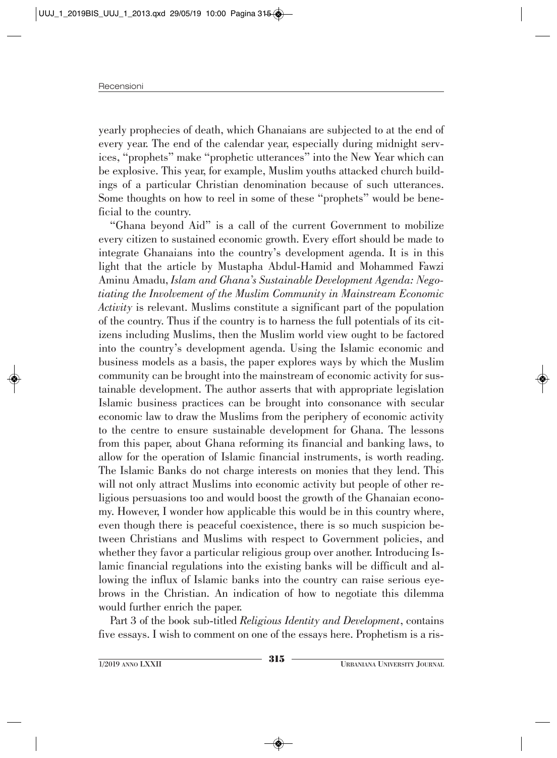yearly prophecies of death, which Ghanaians are subjected to at the end of every year. The end of the calendar year, especially during midnight services, "prophets" make "prophetic utterances" into the New Year which can be explosive. This year, for example, Muslim youths attacked church buildings of a particular Christian denomination because of such utterances. Some thoughts on how to reel in some of these "prophets" would be beneficial to the country.

"Ghana beyond Aid" is a call of the current Government to mobilize every citizen to sustained economic growth. Every effort should be made to integrate Ghanaians into the country's development agenda. It is in this light that the article by Mustapha Abdul-Hamid and Mohammed Fawzi Aminu Amadu, *Islam and Ghana's Sustainable Development Agenda: Negotiating the Involvement of the Muslim Community in Mainstream Economic Activity* is relevant. Muslims constitute a significant part of the population of the country. Thus if the country is to harness the full potentials of its citizens including Muslims, then the Muslim world view ought to be factored into the country's development agenda. Using the Islamic economic and business models as a basis, the paper explores ways by which the Muslim community can be brought into the mainstream of economic activity for sustainable development. The author asserts that with appropriate legislation Islamic business practices can be brought into consonance with secular economic law to draw the Muslims from the periphery of economic activity to the centre to ensure sustainable development for Ghana. The lessons from this paper, about Ghana reforming its financial and banking laws, to allow for the operation of Islamic financial instruments, is worth reading. The Islamic Banks do not charge interests on monies that they lend. This will not only attract Muslims into economic activity but people of other religious persuasions too and would boost the growth of the Ghanaian economy. However, I wonder how applicable this would be in this country where, even though there is peaceful coexistence, there is so much suspicion between Christians and Muslims with respect to Government policies, and whether they favor a particular religious group over another. Introducing Islamic financial regulations into the existing banks will be difficult and allowing the influx of Islamic banks into the country can raise serious eyebrows in the Christian. An indication of how to negotiate this dilemma would further enrich the paper.

Part 3 of the book sub-titled *Religious Identity and Development*, contains five essays. I wish to comment on one of the essays here. Prophetism is a ris-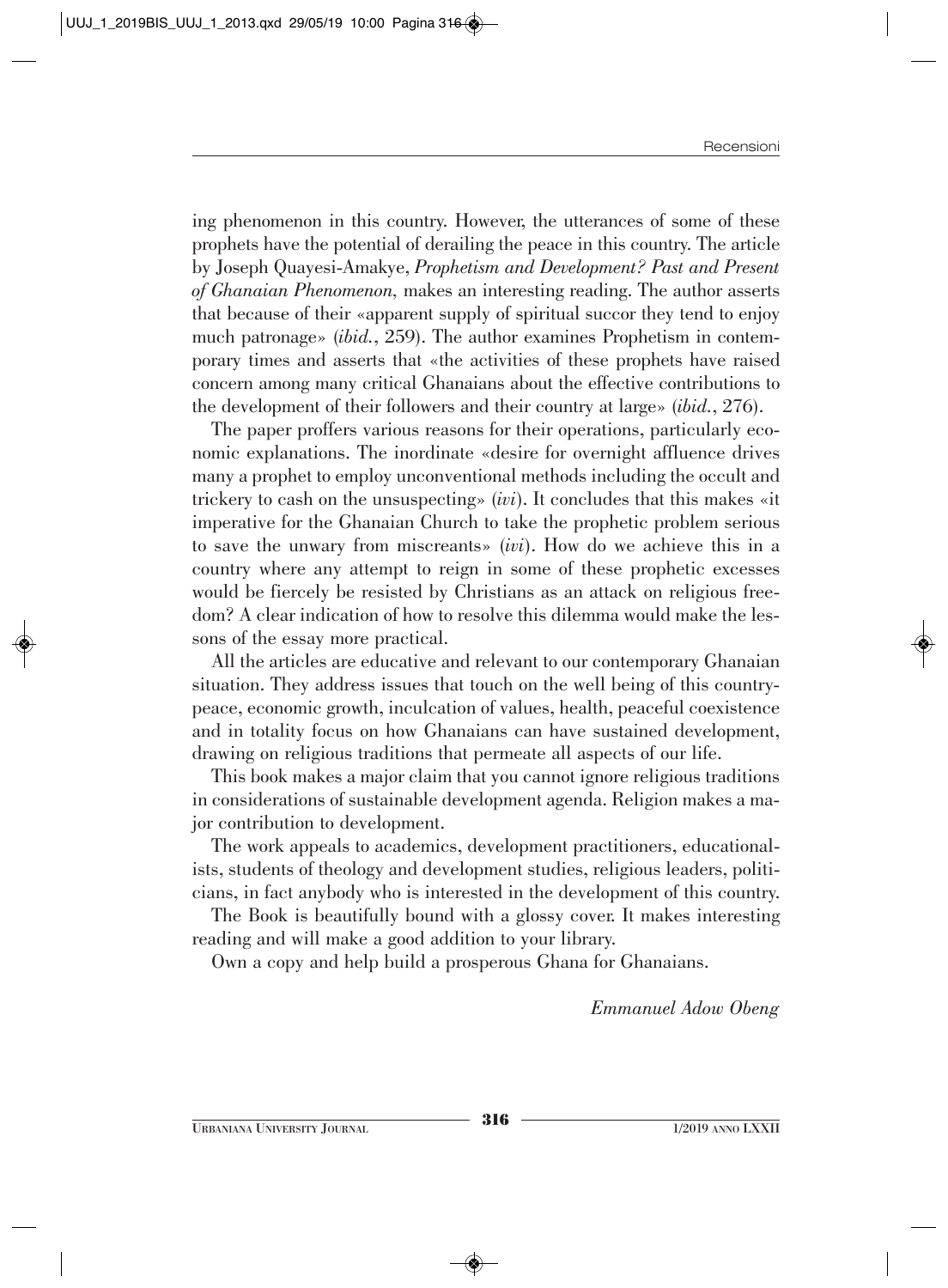ing phenomenon in this country. However, the utterances of some of these prophets have the potential of derailing the peace in this country. The article by Joseph Quayesi-Amakye, *Prophetism and Development? Past and Present of Ghanaian Phenomenon,* makes an interesting reading. The author asserts that because of their «apparent supply of spiritual succor they tend to enjoy much patronage» (*ibid.*, 259). The author examines Prophetism in contemporary times and asserts that «the activities of these prophets have raised concern among many critical Ghanaians about the effective contributions to the development of their followers and their country at large» (*ibid.*, 276).

The paper proffers various reasons for their operations, particularly economic explanations. The inordinate «desire for overnight affluence drives many a prophet to employ unconventional methods including the occult and trickery to cash on the unsuspecting» (*ivi*). It concludes that this makes «it imperative for the Ghanaian Church to take the prophetic problem serious to save the unwary from miscreants» (*ivi*). How do we achieve this in a country where any attempt to reign in some of these prophetic excesses would be fiercely be resisted by Christians as an attack on religious freedom? A clear indication of how to resolve this dilemma would make the lessons of the essay more practical.

All the articles are educative and relevant to our contemporary Ghanaian situation. They address issues that touch on the well being of this country-peace, economic growth, inculcation of values, health, peaceful coexistence and in totality focus on how Ghanaians can have sustained development, drawing on religious traditions that permeate all aspects of our life.

This book makes a major claim that you cannot ignore religious traditions in considerations of sustainable development agenda. Religion makes a major contribution to development.

The work appeals to academics, development practitioners, educationalists, students of theology and development studies, religious leaders, politicians, in fact anybody who is interested in the development of this country.

The Book is beautifully bound with a glossy cover. It makes interesting reading and will make a good addition to your library.

Own a copy and help build a prosperous Ghana for Ghanaians.

*Emmanuel Adow Obeng*